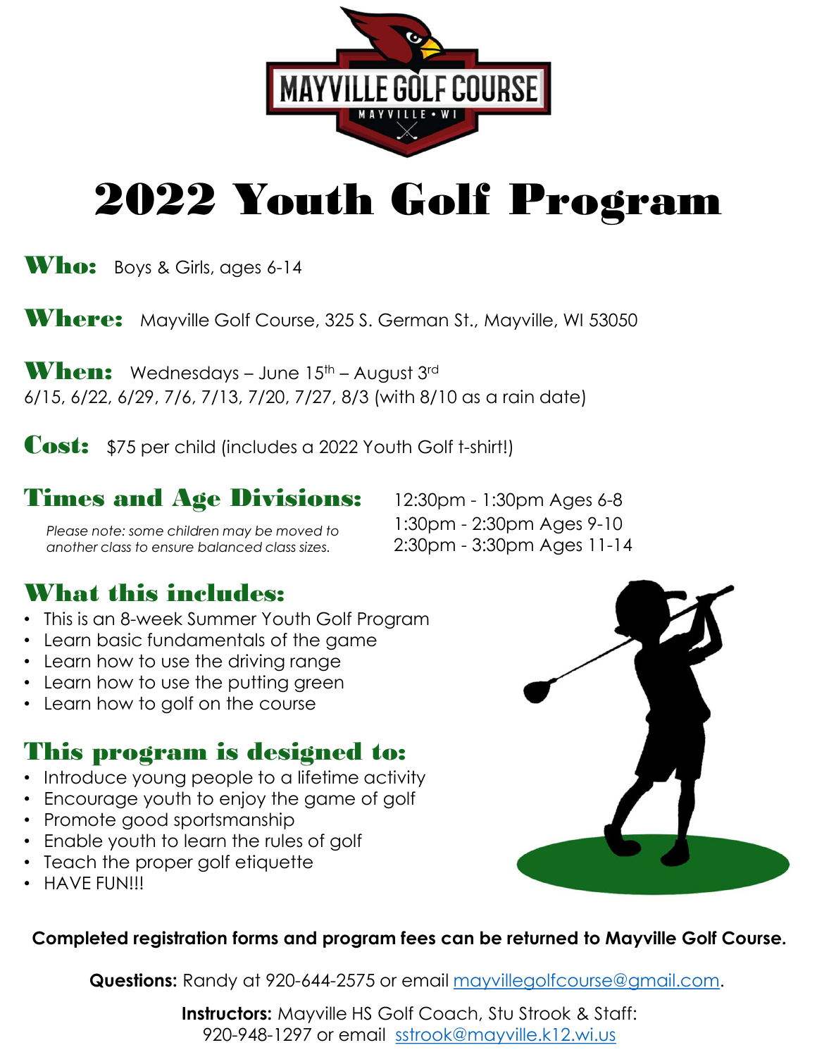MAYVILLE GOLF COURSE

MAYVILLE • WI

# 2022 Youth Golf Program

**Who:** Boys & Girls, ages 6-14

**Where:** Mayville Golf Course, 325 S. German St., Mayville, WI 53050

**When:** Wednesdays – June 15th – August 3rd
6/15, 6/22, 6/29, 7/6, 7/13, 7/20, 7/27, 8/3 (with 8/10 as a rain date)

**Cost:** $75 per child (includes a 2022 Youth Golf t-shirt!)

## Times and Age Divisions:

*Please note: some children may be moved to another class to ensure balanced class sizes.*

12:30pm - 1:30pm Ages 6-8
1:30pm - 2:30pm Ages 9-10
2:30pm - 3:30pm Ages 11-14

## What this includes:

- This is an 8-week Summer Youth Golf Program
- Learn basic fundamentals of the game
- Learn how to use the driving range
- Learn how to use the putting green
- Learn how to golf on the course

## This program is designed to:

- Introduce young people to a lifetime activity
- Encourage youth to enjoy the game of golf
- Promote good sportsmanship
- Enable youth to learn the rules of golf
- Teach the proper golf etiquette
- HAVE FUN!!!

**Completed registration forms and program fees can be returned to Mayville Golf Course.**

**Questions:** Randy at 920-644-2575 or email mayvillegolfcourse@gmail.com.

**Instructors:** Mayville HS Golf Coach, Stu Strook & Staff:
920-948-1297 or email sstrook@mayville.k12.wi.us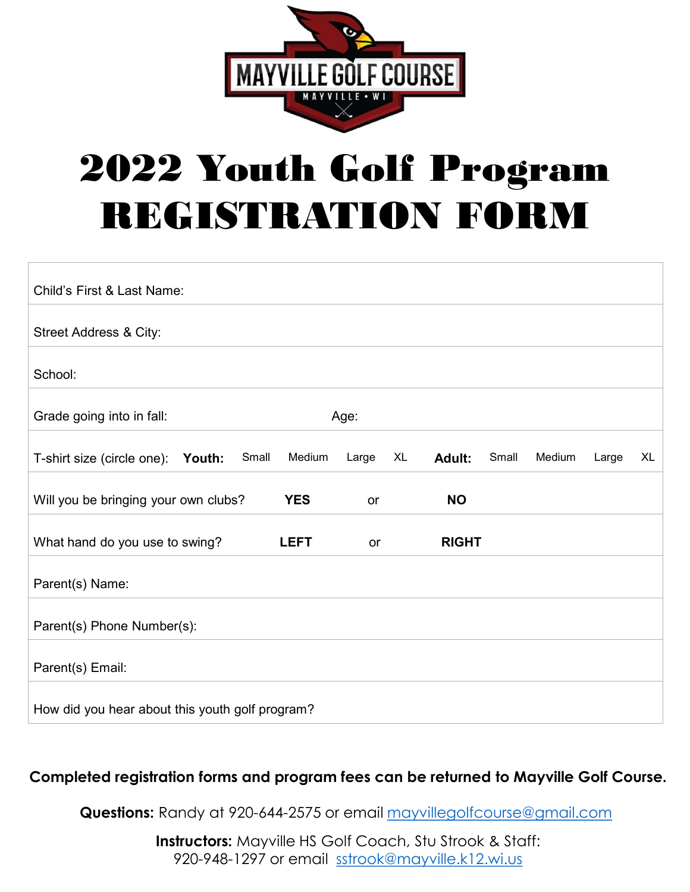MAYVILLE GOLF COURSE
MAYVILLE • WI

# 2022 Youth Golf Program
# REGISTRATION FORM

| | |
|---|---|
| Child's First & Last Name: | |
| Street Address & City: | |
| School: | |
| Grade going into in fall: | Age: |
| T-shirt size (circle one): **Youth:** Small Medium Large XL **Adult:** Small Medium Large XL | |
| Will you be bringing your own clubs? **YES** or **NO** | |
| What hand do you use to swing? **LEFT** or **RIGHT** | |
| Parent(s) Name: | |
| Parent(s) Phone Number(s): | |
| Parent(s) Email: | |
| How did you hear about this youth golf program? | |

**Completed registration forms and program fees can be returned to Mayville Golf Course.**

**Questions:** Randy at 920-644-2575 or email mayvillegolfcourse@gmail.com

**Instructors:** Mayville HS Golf Coach, Stu Strook & Staff:
920-948-1297 or email sstrook@mayville.k12.wi.us